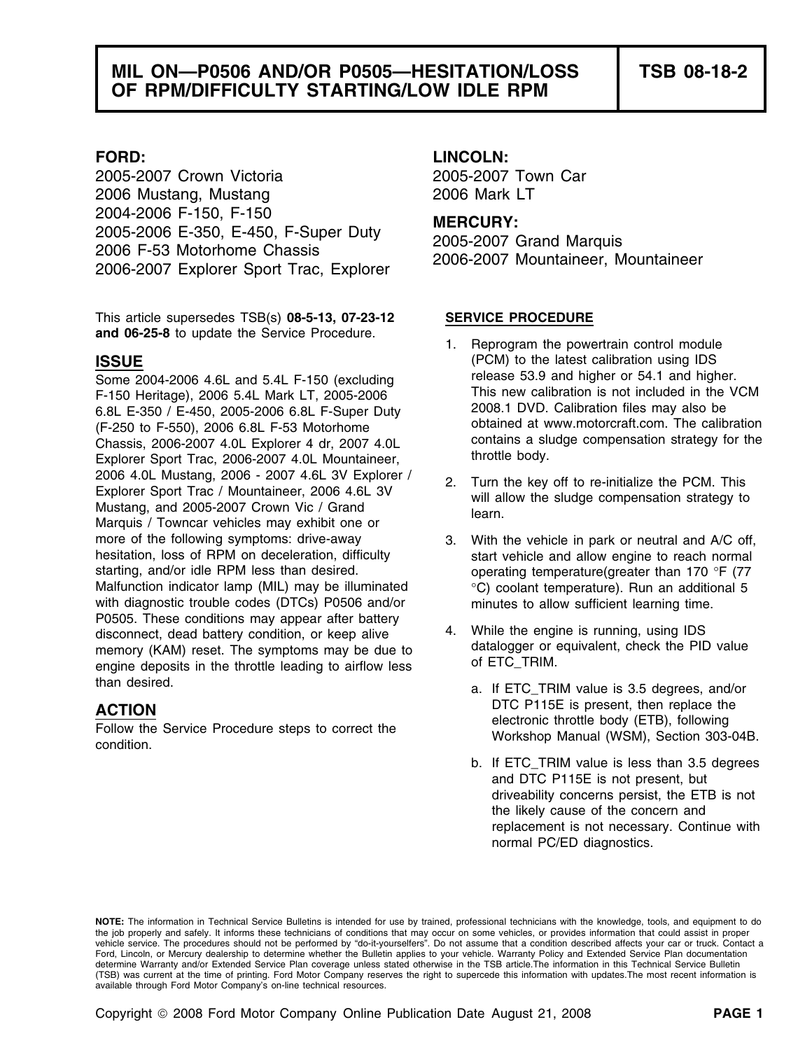# MIL ON—P0506 AND/OR P0505—HESITATION/LOSS OF RPM/DIFFICULTY STARTING/LOW IDLE RPM

**TSB 08-18-2**

**FORD:**
2005-2007 Crown Victoria
2006 Mustang, Mustang
2004-2006 F-150, F-150
2005-2006 E-350, E-450, F-Super Duty
2006 F-53 Motorhome Chassis
2006-2007 Explorer Sport Trac, Explorer

**LINCOLN:**
2005-2007 Town Car
2006 Mark LT

**MERCURY:**
2005-2007 Grand Marquis
2006-2007 Mountaineer, Mountaineer

This article supersedes TSB(s) **08-5-13, 07-23-12 and 06-25-8** to update the Service Procedure.

## ISSUE

Some 2004-2006 4.6L and 5.4L F-150 (excluding F-150 Heritage), 2006 5.4L Mark LT, 2005-2006 6.8L E-350 / E-450, 2005-2006 6.8L F-Super Duty (F-250 to F-550), 2006 6.8L F-53 Motorhome Chassis, 2006-2007 4.0L Explorer 4 dr, 2007 4.0L Explorer Sport Trac, 2006-2007 4.0L Mountaineer, 2006 4.0L Mustang, 2006 - 2007 4.6L 3V Explorer / Explorer Sport Trac / Mountaineer, 2006 4.6L 3V Mustang, and 2005-2007 Crown Vic / Grand Marquis / Towncar vehicles may exhibit one or more of the following symptoms: drive-away hesitation, loss of RPM on deceleration, difficulty starting, and/or idle RPM less than desired. Malfunction indicator lamp (MIL) may be illuminated with diagnostic trouble codes (DTCs) P0506 and/or P0505. These conditions may appear after battery disconnect, dead battery condition, or keep alive memory (KAM) reset. The symptoms may be due to engine deposits in the throttle leading to airflow less than desired.

## ACTION

Follow the Service Procedure steps to correct the condition.

## SERVICE PROCEDURE

1. Reprogram the powertrain control module (PCM) to the latest calibration using IDS release 53.9 and higher or 54.1 and higher. This new calibration is not included in the VCM 2008.1 DVD. Calibration files may also be obtained at www.motorcraft.com. The calibration contains a sludge compensation strategy for the throttle body.

2. Turn the key off to re-initialize the PCM. This will allow the sludge compensation strategy to learn.

3. With the vehicle in park or neutral and A/C off, start vehicle and allow engine to reach normal operating temperature(greater than 170 °F (77 °C) coolant temperature). Run an additional 5 minutes to allow sufficient learning time.

4. While the engine is running, using IDS datalogger or equivalent, check the PID value of ETC_TRIM.

   a. If ETC_TRIM value is 3.5 degrees, and/or DTC P115E is present, then replace the electronic throttle body (ETB), following Workshop Manual (WSM), Section 303-04B.

   b. If ETC_TRIM value is less than 3.5 degrees and DTC P115E is not present, but driveability concerns persist, the ETB is not the likely cause of the concern and replacement is not necessary. Continue with normal PC/ED diagnostics.

**NOTE:** The information in Technical Service Bulletins is intended for use by trained, professional technicians with the knowledge, tools, and equipment to do the job properly and safely. It informs these technicians of conditions that may occur on some vehicles, or provides information that could assist in proper vehicle service. The procedures should not be performed by "do-it-yourselfers". Do not assume that a condition described affects your car or truck. Contact a Ford, Lincoln, or Mercury dealership to determine whether the Bulletin applies to your vehicle. Warranty Policy and Extended Service Plan documentation determine Warranty and/or Extended Service Plan coverage unless stated otherwise in the TSB article.The information in this Technical Service Bulletin (TSB) was current at the time of printing. Ford Motor Company reserves the right to supercede this information with updates.The most recent information is available through Ford Motor Company's on-line technical resources.

Copyright © 2008 Ford Motor Company Online Publication Date August 21, 2008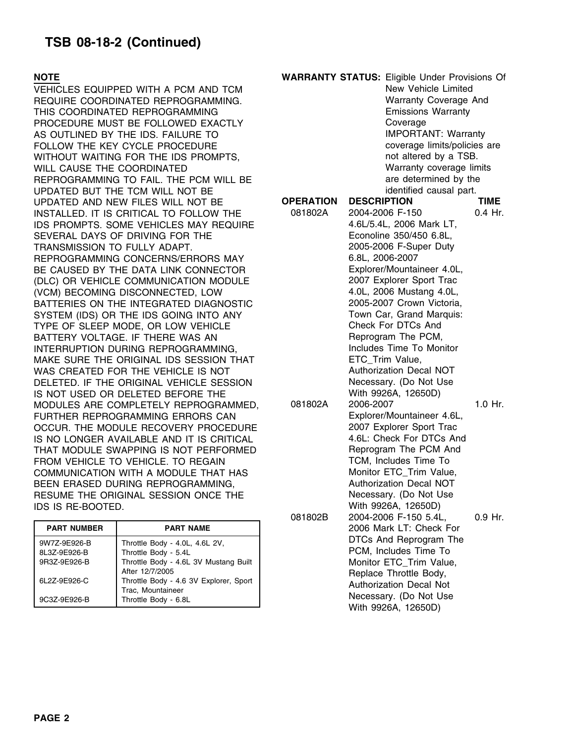# TSB 08-18-2 (Continued)

**NOTE**

VEHICLES EQUIPPED WITH A PCM AND TCM REQUIRE COORDINATED REPROGRAMMING. THIS COORDINATED REPROGRAMMING PROCEDURE MUST BE FOLLOWED EXACTLY AS OUTLINED BY THE IDS. FAILURE TO FOLLOW THE KEY CYCLE PROCEDURE WITHOUT WAITING FOR THE IDS PROMPTS, WILL CAUSE THE COORDINATED REPROGRAMMING TO FAIL. THE PCM WILL BE UPDATED BUT THE TCM WILL NOT BE UPDATED AND NEW FILES WILL NOT BE INSTALLED. IT IS CRITICAL TO FOLLOW THE IDS PROMPTS. SOME VEHICLES MAY REQUIRE SEVERAL DAYS OF DRIVING FOR THE TRANSMISSION TO FULLY ADAPT. REPROGRAMMING CONCERNS/ERRORS MAY BE CAUSED BY THE DATA LINK CONNECTOR (DLC) OR VEHICLE COMMUNICATION MODULE (VCM) BECOMING DISCONNECTED, LOW BATTERIES ON THE INTEGRATED DIAGNOSTIC SYSTEM (IDS) OR THE IDS GOING INTO ANY TYPE OF SLEEP MODE, OR LOW VEHICLE BATTERY VOLTAGE. IF THERE WAS AN INTERRUPTION DURING REPROGRAMMING, MAKE SURE THE ORIGINAL IDS SESSION THAT WAS CREATED FOR THE VEHICLE IS NOT DELETED. IF THE ORIGINAL VEHICLE SESSION IS NOT USED OR DELETED BEFORE THE MODULES ARE COMPLETELY REPROGRAMMED, FURTHER REPROGRAMMING ERRORS CAN OCCUR. THE MODULE RECOVERY PROCEDURE IS NO LONGER AVAILABLE AND IT IS CRITICAL THAT MODULE SWAPPING IS NOT PERFORMED FROM VEHICLE TO VEHICLE. TO REGAIN COMMUNICATION WITH A MODULE THAT HAS BEEN ERASED DURING REPROGRAMMING, RESUME THE ORIGINAL SESSION ONCE THE IDS IS RE-BOOTED.

| PART NUMBER | PART NAME |
|---|---|
| 9W7Z-9E926-B | Throttle Body - 4.0L, 4.6L 2V, |
| 8L3Z-9E926-B | Throttle Body - 5.4L |
| 9R3Z-9E926-B | Throttle Body - 4.6L 3V Mustang Built After 12/7/2005 |
| 6L2Z-9E926-C | Throttle Body - 4.6 3V Explorer, Sport Trac, Mountaineer |
| 9C3Z-9E926-B | Throttle Body - 6.8L |

**WARRANTY STATUS:** Eligible Under Provisions Of New Vehicle Limited Warranty Coverage And Emissions Warranty Coverage
IMPORTANT: Warranty coverage limits/policies are not altered by a TSB. Warranty coverage limits are determined by the identified causal part.

| OPERATION | DESCRIPTION | TIME |
|---|---|---|
| 081802A | 2004-2006 F-150 4.6L/5.4L, 2006 Mark LT, Econoline 350/450 6.8L, 2005-2006 F-Super Duty 6.8L, 2006-2007 Explorer/Mountaineer 4.0L, 2007 Explorer Sport Trac 4.0L, 2006 Mustang 4.0L, 2005-2007 Crown Victoria, Town Car, Grand Marquis: Check For DTCs And Reprogram The PCM, Includes Time To Monitor ETC_Trim Value, Authorization Decal NOT Necessary. (Do Not Use With 9926A, 12650D) | 0.4 Hr. |
| 081802A | 2006-2007 Explorer/Mountaineer 4.6L, 2007 Explorer Sport Trac 4.6L: Check For DTCs And Reprogram The PCM And TCM, Includes Time To Monitor ETC_Trim Value, Authorization Decal NOT Necessary. (Do Not Use With 9926A, 12650D) | 1.0 Hr. |
| 081802B | 2004-2006 F-150 5.4L, 2006 Mark LT: Check For DTCs And Reprogram The PCM, Includes Time To Monitor ETC_Trim Value, Replace Throttle Body, Authorization Decal Not Necessary. (Do Not Use With 9926A, 12650D) | 0.9 Hr. |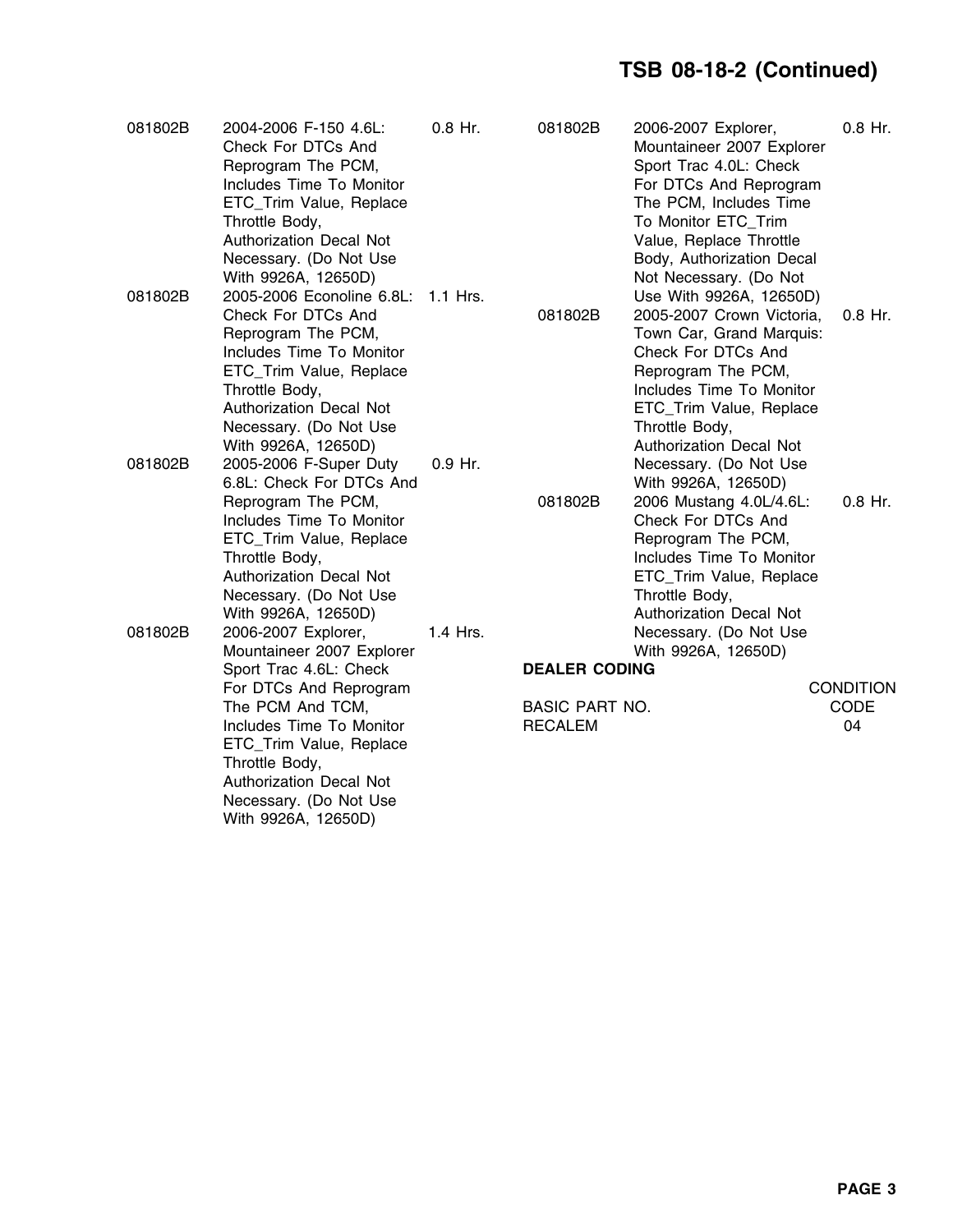| | | |
|---|---|---|
| 081802B | 2004-2006 F-150 4.6L: Check For DTCs And Reprogram The PCM, Includes Time To Monitor ETC_Trim Value, Replace Throttle Body, Authorization Decal Not Necessary. (Do Not Use With 9926A, 12650D) | 0.8 Hr. |
| 081802B | 2005-2006 Econoline 6.8L: Check For DTCs And Reprogram The PCM, Includes Time To Monitor ETC_Trim Value, Replace Throttle Body, Authorization Decal Not Necessary. (Do Not Use With 9926A, 12650D) | 1.1 Hrs. |
| 081802B | 2005-2006 F-Super Duty 6.8L: Check For DTCs And Reprogram The PCM, Includes Time To Monitor ETC_Trim Value, Replace Throttle Body, Authorization Decal Not Necessary. (Do Not Use With 9926A, 12650D) | 0.9 Hr. |
| 081802B | 2006-2007 Explorer, Mountaineer 2007 Explorer Sport Trac 4.6L: Check For DTCs And Reprogram The PCM And TCM, Includes Time To Monitor ETC_Trim Value, Replace Throttle Body, Authorization Decal Not Necessary. (Do Not Use With 9926A, 12650D) | 1.4 Hrs. |
| 081802B | 2006-2007 Explorer, Mountaineer 2007 Explorer Sport Trac 4.0L: Check For DTCs And Reprogram The PCM, Includes Time To Monitor ETC_Trim Value, Replace Throttle Body, Authorization Decal Not Necessary. (Do Not Use With 9926A, 12650D) | 0.8 Hr. |
| 081802B | 2005-2007 Crown Victoria, Town Car, Grand Marquis: Check For DTCs And Reprogram The PCM, Includes Time To Monitor ETC_Trim Value, Replace Throttle Body, Authorization Decal Not Necessary. (Do Not Use With 9926A, 12650D) | 0.8 Hr. |
| 081802B | 2006 Mustang 4.0L/4.6L: Check For DTCs And Reprogram The PCM, Includes Time To Monitor ETC_Trim Value, Replace Throttle Body, Authorization Decal Not Necessary. (Do Not Use With 9926A, 12650D) | 0.8 Hr. |

**DEALER CODING**

| BASIC PART NO. | CONDITION CODE |
|---|---|
| RECALEM | 04 |